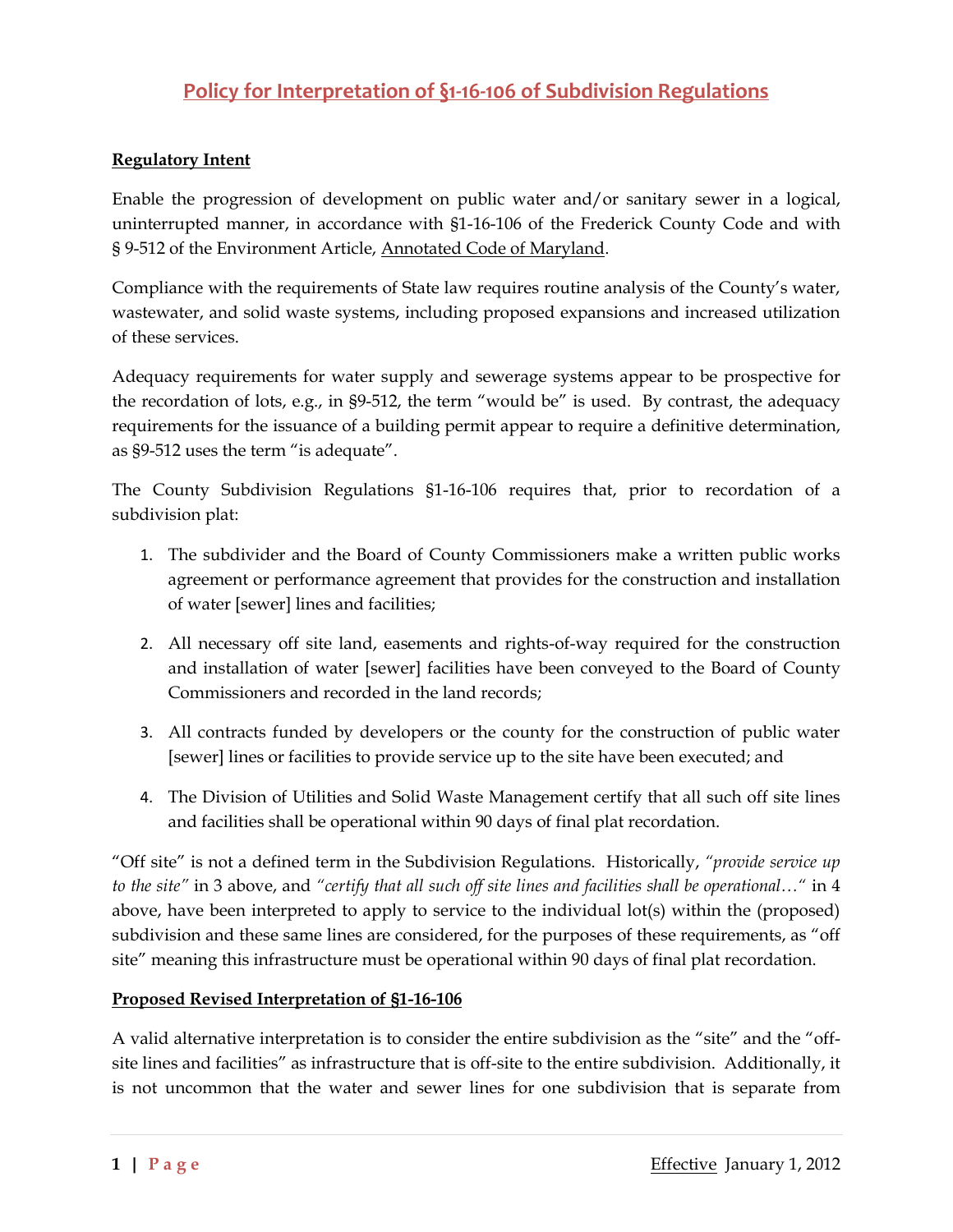# Policy for Interpretation of §1-16-106 of Subdivision Regulations

**Regulatory Intent**

Enable the progression of development on public water and/or sanitary sewer in a logical, uninterrupted manner, in accordance with §1-16-106 of the Frederick County Code and with § 9-512 of the Environment Article, Annotated Code of Maryland.

Compliance with the requirements of State law requires routine analysis of the County's water, wastewater, and solid waste systems, including proposed expansions and increased utilization of these services.

Adequacy requirements for water supply and sewerage systems appear to be prospective for the recordation of lots, e.g., in §9-512, the term "would be" is used. By contrast, the adequacy requirements for the issuance of a building permit appear to require a definitive determination, as §9-512 uses the term "is adequate".

The County Subdivision Regulations §1-16-106 requires that, prior to recordation of a subdivision plat:

1. The subdivider and the Board of County Commissioners make a written public works agreement or performance agreement that provides for the construction and installation of water [sewer] lines and facilities;
2. All necessary off site land, easements and rights-of-way required for the construction and installation of water [sewer] facilities have been conveyed to the Board of County Commissioners and recorded in the land records;
3. All contracts funded by developers or the county for the construction of public water [sewer] lines or facilities to provide service up to the site have been executed; and
4. The Division of Utilities and Solid Waste Management certify that all such off site lines and facilities shall be operational within 90 days of final plat recordation.

"Off site" is not a defined term in the Subdivision Regulations. Historically, *"provide service up to the site"* in 3 above, and *"certify that all such off site lines and facilities shall be operational…"* in 4 above, have been interpreted to apply to service to the individual lot(s) within the (proposed) subdivision and these same lines are considered, for the purposes of these requirements, as "off site" meaning this infrastructure must be operational within 90 days of final plat recordation.

**Proposed Revised Interpretation of §1-16-106**

A valid alternative interpretation is to consider the entire subdivision as the "site" and the "off-site lines and facilities" as infrastructure that is off-site to the entire subdivision. Additionally, it is not uncommon that the water and sewer lines for one subdivision that is separate from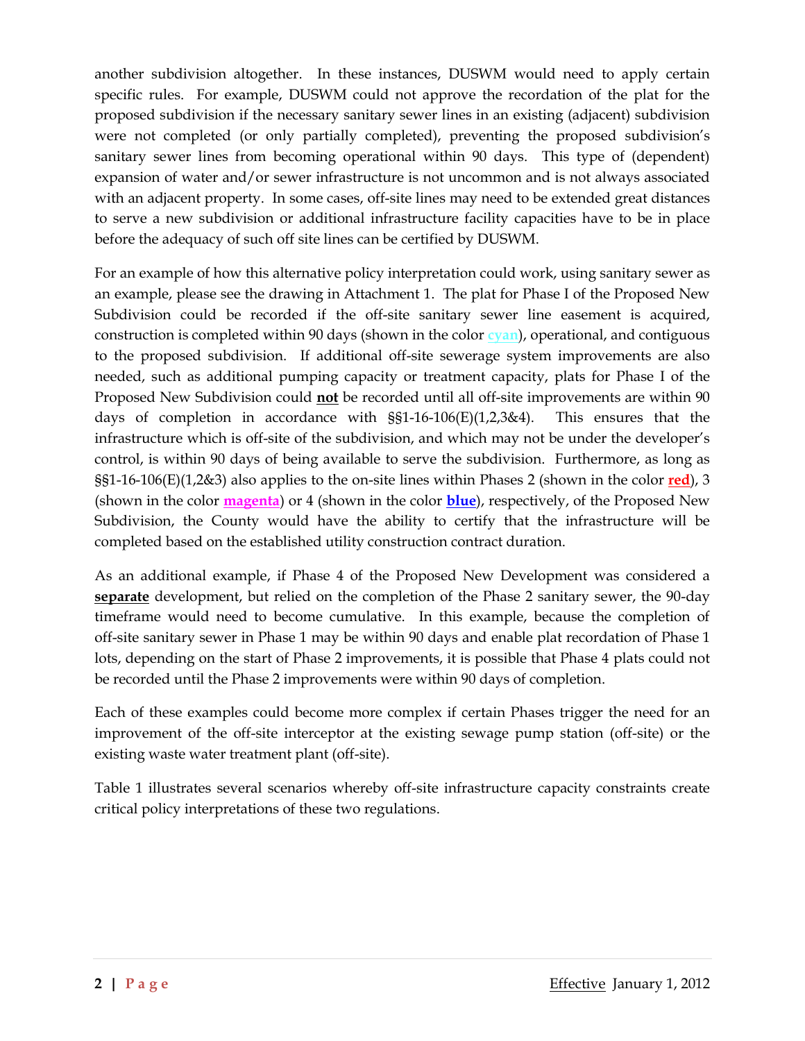another subdivision altogether. In these instances, DUSWM would need to apply certain specific rules. For example, DUSWM could not approve the recordation of the plat for the proposed subdivision if the necessary sanitary sewer lines in an existing (adjacent) subdivision were not completed (or only partially completed), preventing the proposed subdivision's sanitary sewer lines from becoming operational within 90 days. This type of (dependent) expansion of water and/or sewer infrastructure is not uncommon and is not always associated with an adjacent property. In some cases, off-site lines may need to be extended great distances to serve a new subdivision or additional infrastructure facility capacities have to be in place before the adequacy of such off site lines can be certified by DUSWM.

For an example of how this alternative policy interpretation could work, using sanitary sewer as an example, please see the drawing in Attachment 1. The plat for Phase I of the Proposed New Subdivision could be recorded if the off-site sanitary sewer line easement is acquired, construction is completed within 90 days (shown in the color **cyan**), operational, and contiguous to the proposed subdivision. If additional off-site sewerage system improvements are also needed, such as additional pumping capacity or treatment capacity, plats for Phase I of the Proposed New Subdivision could **not** be recorded until all off-site improvements are within 90 days of completion in accordance with §§1-16-106(E)(1,2,3&4). This ensures that the infrastructure which is off-site of the subdivision, and which may not be under the developer's control, is within 90 days of being available to serve the subdivision. Furthermore, as long as §§1-16-106(E)(1,2&3) also applies to the on-site lines within Phases 2 (shown in the color **red**), 3 (shown in the color **magenta**) or 4 (shown in the color **blue**), respectively, of the Proposed New Subdivision, the County would have the ability to certify that the infrastructure will be completed based on the established utility construction contract duration.

As an additional example, if Phase 4 of the Proposed New Development was considered a **separate** development, but relied on the completion of the Phase 2 sanitary sewer, the 90-day timeframe would need to become cumulative. In this example, because the completion of off-site sanitary sewer in Phase 1 may be within 90 days and enable plat recordation of Phase 1 lots, depending on the start of Phase 2 improvements, it is possible that Phase 4 plats could not be recorded until the Phase 2 improvements were within 90 days of completion.

Each of these examples could become more complex if certain Phases trigger the need for an improvement of the off-site interceptor at the existing sewage pump station (off-site) or the existing waste water treatment plant (off-site).

Table 1 illustrates several scenarios whereby off-site infrastructure capacity constraints create critical policy interpretations of these two regulations.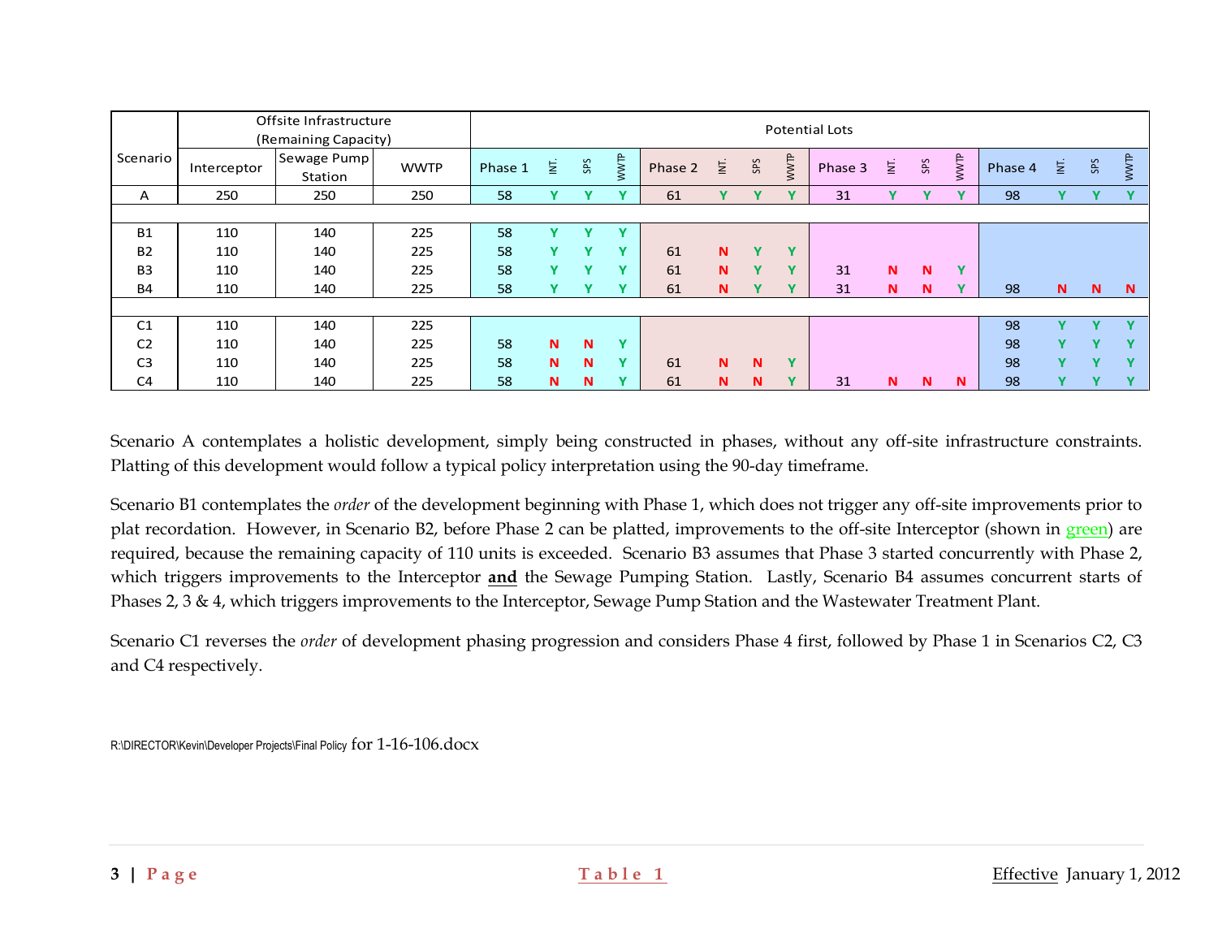| Scenario | Offsite Infrastructure (Remaining Capacity) | | | Potential Lots | | | | | | | | | | | | | | | |
|---|---|---|---|---|---|---|---|---|---|---|---|---|---|---|---|---|---|---|---|
| | Interceptor | Sewage Pump Station | WWTP | Phase 1 | INT. | SPS | WWTP | Phase 2 | INT. | SPS | WWTP | Phase 3 | INT. | SPS | WWTP | Phase 4 | INT. | SPS | WWTP |
| A | 250 | 250 | 250 | 58 | Y | Y | Y | 61 | Y | Y | Y | 31 | Y | Y | Y | 98 | Y | Y | Y |
| | | | | | | | | | | | | | | | | | | | |
| B1 | 110 | 140 | 225 | 58 | Y | Y | Y | | | | | | | | | | | | |
| B2 | 110 | 140 | 225 | 58 | Y | Y | Y | 61 | N | Y | Y | | | | | | | | |
| B3 | 110 | 140 | 225 | 58 | Y | Y | Y | 61 | N | Y | Y | 31 | N | N | Y | | | | |
| B4 | 110 | 140 | 225 | 58 | Y | Y | Y | 61 | N | Y | Y | 31 | N | N | Y | 98 | N | N | N |
| | | | | | | | | | | | | | | | | | | | |
| C1 | 110 | 140 | 225 | | | | | | | | | | | | | 98 | Y | Y | Y |
| C2 | 110 | 140 | 225 | 58 | N | N | Y | | | | | | | | | 98 | Y | Y | Y |
| C3 | 110 | 140 | 225 | 58 | N | N | Y | 61 | N | N | Y | | | | | 98 | Y | Y | Y |
| C4 | 110 | 140 | 225 | 58 | N | N | Y | 61 | N | N | Y | 31 | N | N | N | 98 | Y | Y | Y |

Scenario A contemplates a holistic development, simply being constructed in phases, without any off-site infrastructure constraints. Platting of this development would follow a typical policy interpretation using the 90-day timeframe.

Scenario B1 contemplates the *order* of the development beginning with Phase 1, which does not trigger any off-site improvements prior to plat recordation. However, in Scenario B2, before Phase 2 can be platted, improvements to the off-site Interceptor (shown in green) are required, because the remaining capacity of 110 units is exceeded. Scenario B3 assumes that Phase 3 started concurrently with Phase 2, which triggers improvements to the Interceptor **and** the Sewage Pumping Station. Lastly, Scenario B4 assumes concurrent starts of Phases 2, 3 & 4, which triggers improvements to the Interceptor, Sewage Pump Station and the Wastewater Treatment Plant.

Scenario C1 reverses the *order* of development phasing progression and considers Phase 4 first, followed by Phase 1 in Scenarios C2, C3 and C4 respectively.

R:\DIRECTOR\Kevin\Developer Projects\Final Policy for 1-16-106.docx

Table 1

Effective January 1, 2012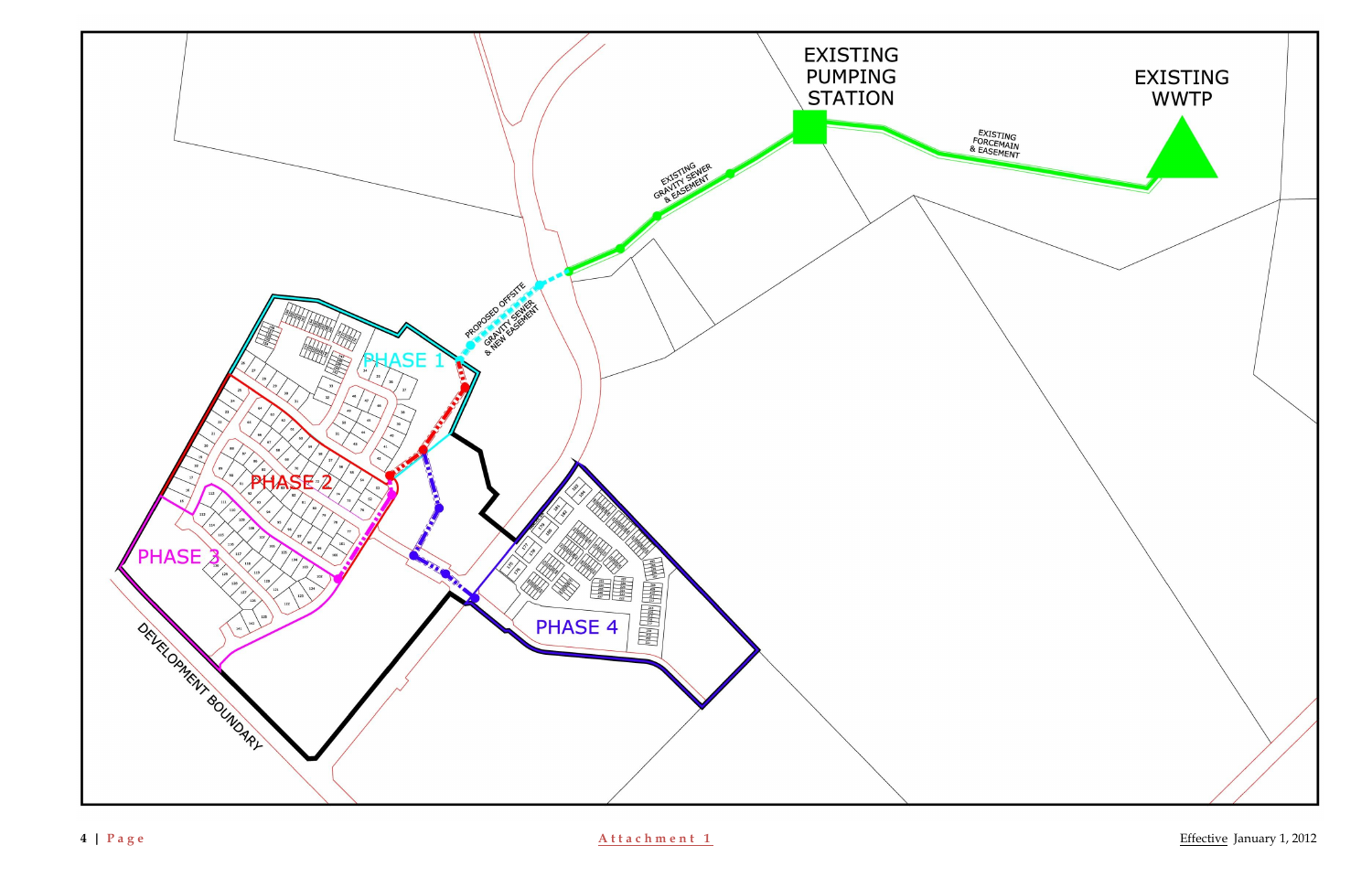EXISTING PUMPING STATION

EXISTING WWTP

EXISTING FORCEMAIN & EASEMENT

EXISTING GRAVITY SEWER & EASEMENT

PROPOSED OFFSITE GRAVITY SEWER & NEW EASEMENT

PHASE 1

PHASE 2

PHASE 3

PHASE 4

DEVELOPMENT BOUNDARY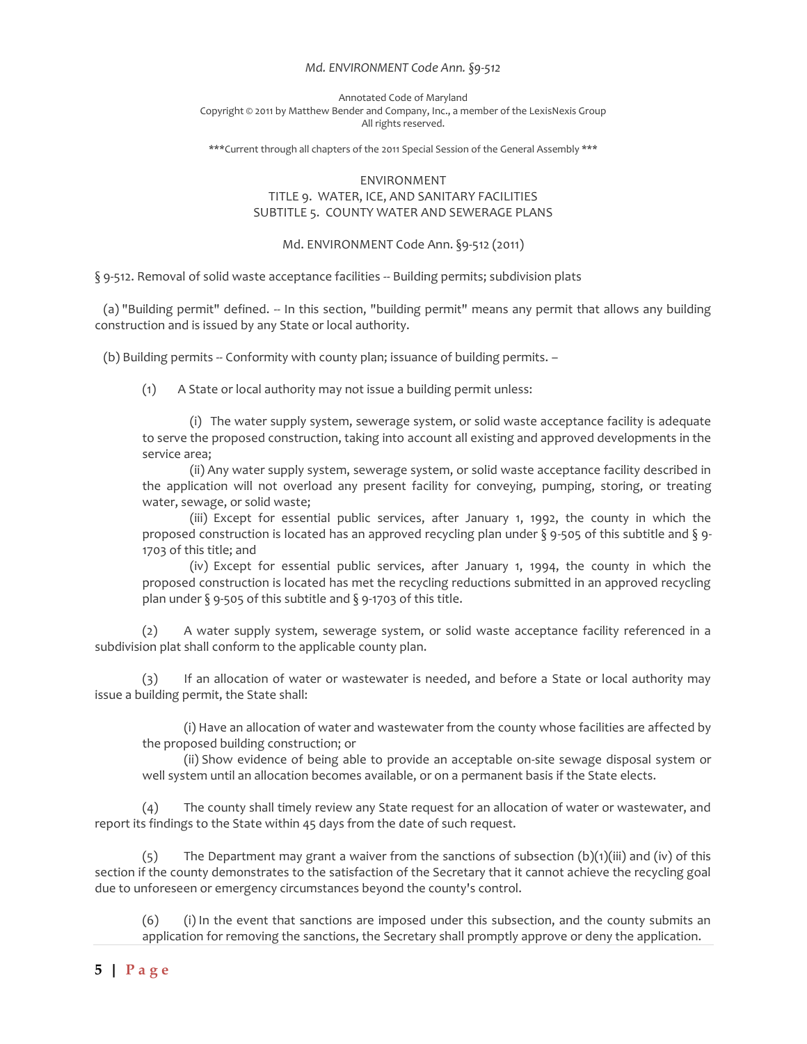*Md. ENVIRONMENT Code Ann. §9-512*

Annotated Code of Maryland
Copyright © 2011 by Matthew Bender and Company, Inc., a member of the LexisNexis Group
All rights reserved.

***Current through all chapters of the 2011 Special Session of the General Assembly ***

ENVIRONMENT
TITLE 9. WATER, ICE, AND SANITARY FACILITIES
SUBTITLE 5. COUNTY WATER AND SEWERAGE PLANS

Md. ENVIRONMENT Code Ann. §9-512 (2011)

§ 9-512. Removal of solid waste acceptance facilities -- Building permits; subdivision plats

(a) "Building permit" defined. -- In this section, "building permit" means any permit that allows any building construction and is issued by any State or local authority.

(b) Building permits -- Conformity with county plan; issuance of building permits. –

(1) A State or local authority may not issue a building permit unless:

(i) The water supply system, sewerage system, or solid waste acceptance facility is adequate to serve the proposed construction, taking into account all existing and approved developments in the service area;

(ii) Any water supply system, sewerage system, or solid waste acceptance facility described in the application will not overload any present facility for conveying, pumping, storing, or treating water, sewage, or solid waste;

(iii) Except for essential public services, after January 1, 1992, the county in which the proposed construction is located has an approved recycling plan under § 9-505 of this subtitle and § 9-1703 of this title; and

(iv) Except for essential public services, after January 1, 1994, the county in which the proposed construction is located has met the recycling reductions submitted in an approved recycling plan under § 9-505 of this subtitle and § 9-1703 of this title.

(2) A water supply system, sewerage system, or solid waste acceptance facility referenced in a subdivision plat shall conform to the applicable county plan.

(3) If an allocation of water or wastewater is needed, and before a State or local authority may issue a building permit, the State shall:

(i) Have an allocation of water and wastewater from the county whose facilities are affected by the proposed building construction; or

(ii) Show evidence of being able to provide an acceptable on-site sewage disposal system or well system until an allocation becomes available, or on a permanent basis if the State elects.

(4) The county shall timely review any State request for an allocation of water or wastewater, and report its findings to the State within 45 days from the date of such request.

(5) The Department may grant a waiver from the sanctions of subsection (b)(1)(iii) and (iv) of this section if the county demonstrates to the satisfaction of the Secretary that it cannot achieve the recycling goal due to unforeseen or emergency circumstances beyond the county's control.

(6) (i) In the event that sanctions are imposed under this subsection, and the county submits an application for removing the sanctions, the Secretary shall promptly approve or deny the application.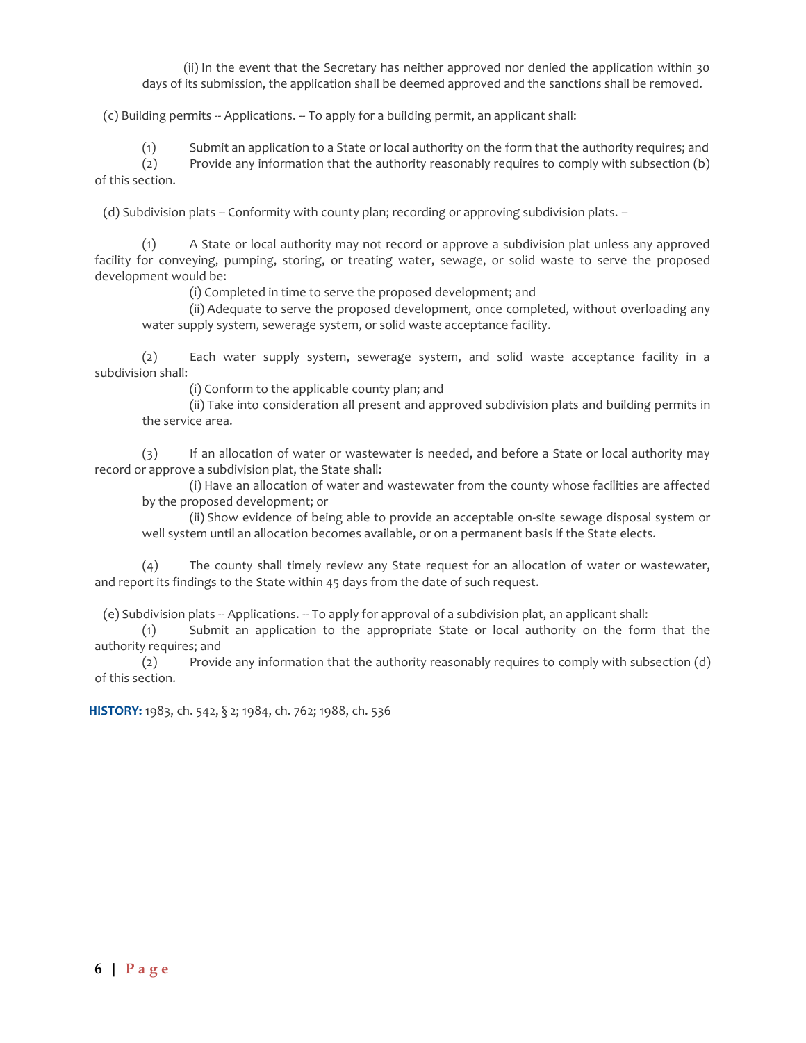(ii) In the event that the Secretary has neither approved nor denied the application within 30 days of its submission, the application shall be deemed approved and the sanctions shall be removed.

(c) Building permits -- Applications. -- To apply for a building permit, an applicant shall:

(1) Submit an application to a State or local authority on the form that the authority requires; and

(2) Provide any information that the authority reasonably requires to comply with subsection (b) of this section.

(d) Subdivision plats -- Conformity with county plan; recording or approving subdivision plats. –

(1) A State or local authority may not record or approve a subdivision plat unless any approved facility for conveying, pumping, storing, or treating water, sewage, or solid waste to serve the proposed development would be:

(i) Completed in time to serve the proposed development; and

(ii) Adequate to serve the proposed development, once completed, without overloading any water supply system, sewerage system, or solid waste acceptance facility.

(2) Each water supply system, sewerage system, and solid waste acceptance facility in a subdivision shall:

(i) Conform to the applicable county plan; and

(ii) Take into consideration all present and approved subdivision plats and building permits in the service area.

(3) If an allocation of water or wastewater is needed, and before a State or local authority may record or approve a subdivision plat, the State shall:

(i) Have an allocation of water and wastewater from the county whose facilities are affected by the proposed development; or

(ii) Show evidence of being able to provide an acceptable on-site sewage disposal system or well system until an allocation becomes available, or on a permanent basis if the State elects.

(4) The county shall timely review any State request for an allocation of water or wastewater, and report its findings to the State within 45 days from the date of such request.

(e) Subdivision plats -- Applications. -- To apply for approval of a subdivision plat, an applicant shall:

(1) Submit an application to the appropriate State or local authority on the form that the authority requires; and

(2) Provide any information that the authority reasonably requires to comply with subsection (d) of this section.

**HISTORY:** 1983, ch. 542, § 2; 1984, ch. 762; 1988, ch. 536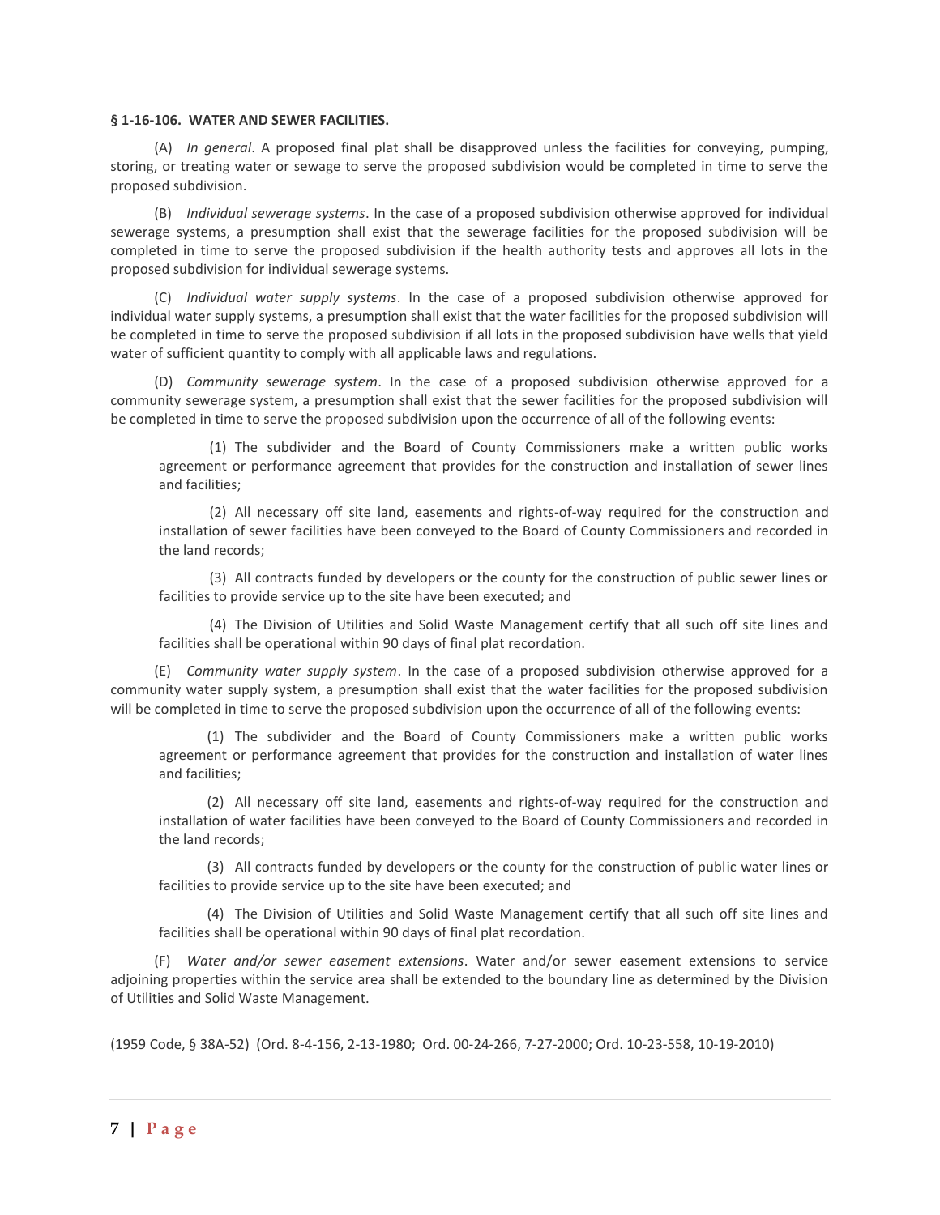**§ 1-16-106. WATER AND SEWER FACILITIES.**

(A) *In general*. A proposed final plat shall be disapproved unless the facilities for conveying, pumping, storing, or treating water or sewage to serve the proposed subdivision would be completed in time to serve the proposed subdivision.

(B) *Individual sewerage systems*. In the case of a proposed subdivision otherwise approved for individual sewerage systems, a presumption shall exist that the sewerage facilities for the proposed subdivision will be completed in time to serve the proposed subdivision if the health authority tests and approves all lots in the proposed subdivision for individual sewerage systems.

(C) *Individual water supply systems*. In the case of a proposed subdivision otherwise approved for individual water supply systems, a presumption shall exist that the water facilities for the proposed subdivision will be completed in time to serve the proposed subdivision if all lots in the proposed subdivision have wells that yield water of sufficient quantity to comply with all applicable laws and regulations.

(D) *Community sewerage system*. In the case of a proposed subdivision otherwise approved for a community sewerage system, a presumption shall exist that the sewer facilities for the proposed subdivision will be completed in time to serve the proposed subdivision upon the occurrence of all of the following events:

> (1) The subdivider and the Board of County Commissioners make a written public works agreement or performance agreement that provides for the construction and installation of sewer lines and facilities;
>
> (2) All necessary off site land, easements and rights-of-way required for the construction and installation of sewer facilities have been conveyed to the Board of County Commissioners and recorded in the land records;
>
> (3) All contracts funded by developers or the county for the construction of public sewer lines or facilities to provide service up to the site have been executed; and
>
> (4) The Division of Utilities and Solid Waste Management certify that all such off site lines and facilities shall be operational within 90 days of final plat recordation.

(E) *Community water supply system*. In the case of a proposed subdivision otherwise approved for a community water supply system, a presumption shall exist that the water facilities for the proposed subdivision will be completed in time to serve the proposed subdivision upon the occurrence of all of the following events:

> (1) The subdivider and the Board of County Commissioners make a written public works agreement or performance agreement that provides for the construction and installation of water lines and facilities;
>
> (2) All necessary off site land, easements and rights-of-way required for the construction and installation of water facilities have been conveyed to the Board of County Commissioners and recorded in the land records;
>
> (3) All contracts funded by developers or the county for the construction of public water lines or facilities to provide service up to the site have been executed; and
>
> (4) The Division of Utilities and Solid Waste Management certify that all such off site lines and facilities shall be operational within 90 days of final plat recordation.

(F) *Water and/or sewer easement extensions*. Water and/or sewer easement extensions to service adjoining properties within the service area shall be extended to the boundary line as determined by the Division of Utilities and Solid Waste Management.

(1959 Code, § 38A-52) (Ord. 8-4-156, 2-13-1980; Ord. 00-24-266, 7-27-2000; Ord. 10-23-558, 10-19-2010)